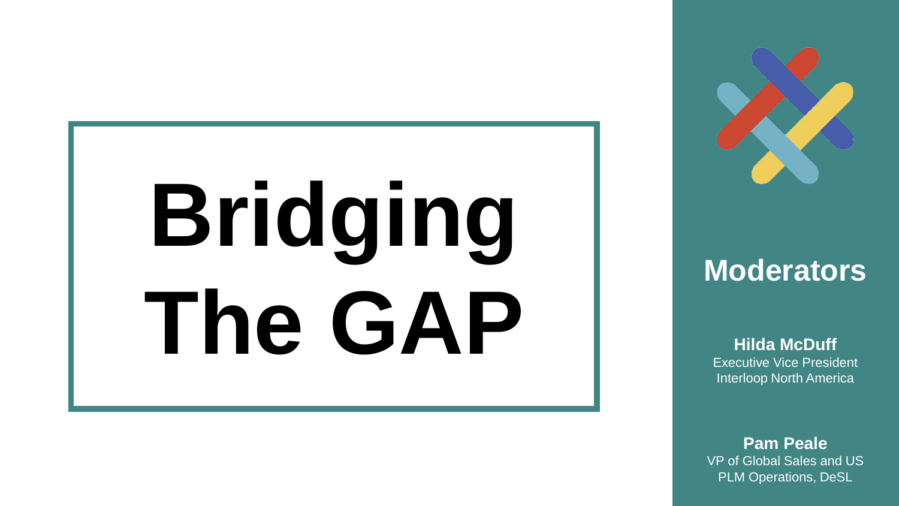# Bridging The GAP

## Moderators

**Hilda McDuff**
Executive Vice President
Interloop North America

**Pam Peale**
VP of Global Sales and US PLM Operations, DeSL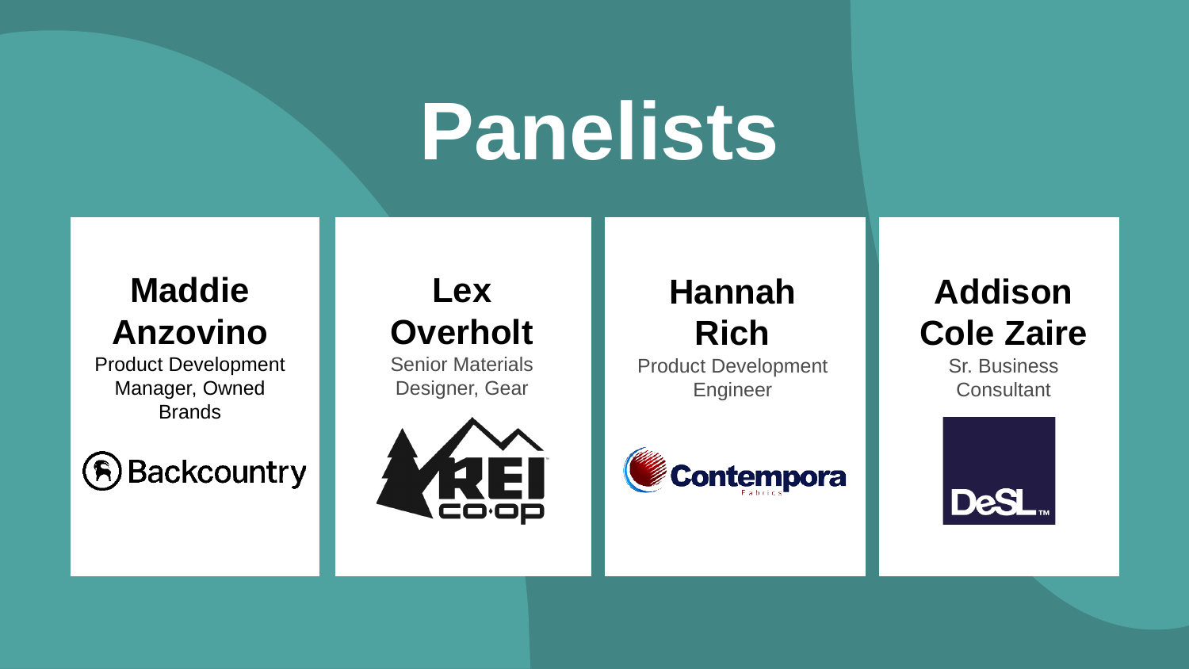# Panelists

**Maddie Anzovino**
Product Development Manager, Owned Brands
Backcountry

**Lex Overholt**
Senior Materials Designer, Gear
REI CO-OP

**Hannah Rich**
Product Development Engineer
Contempora Fabrics

**Addison Cole Zaire**
Sr. Business Consultant
DeSL™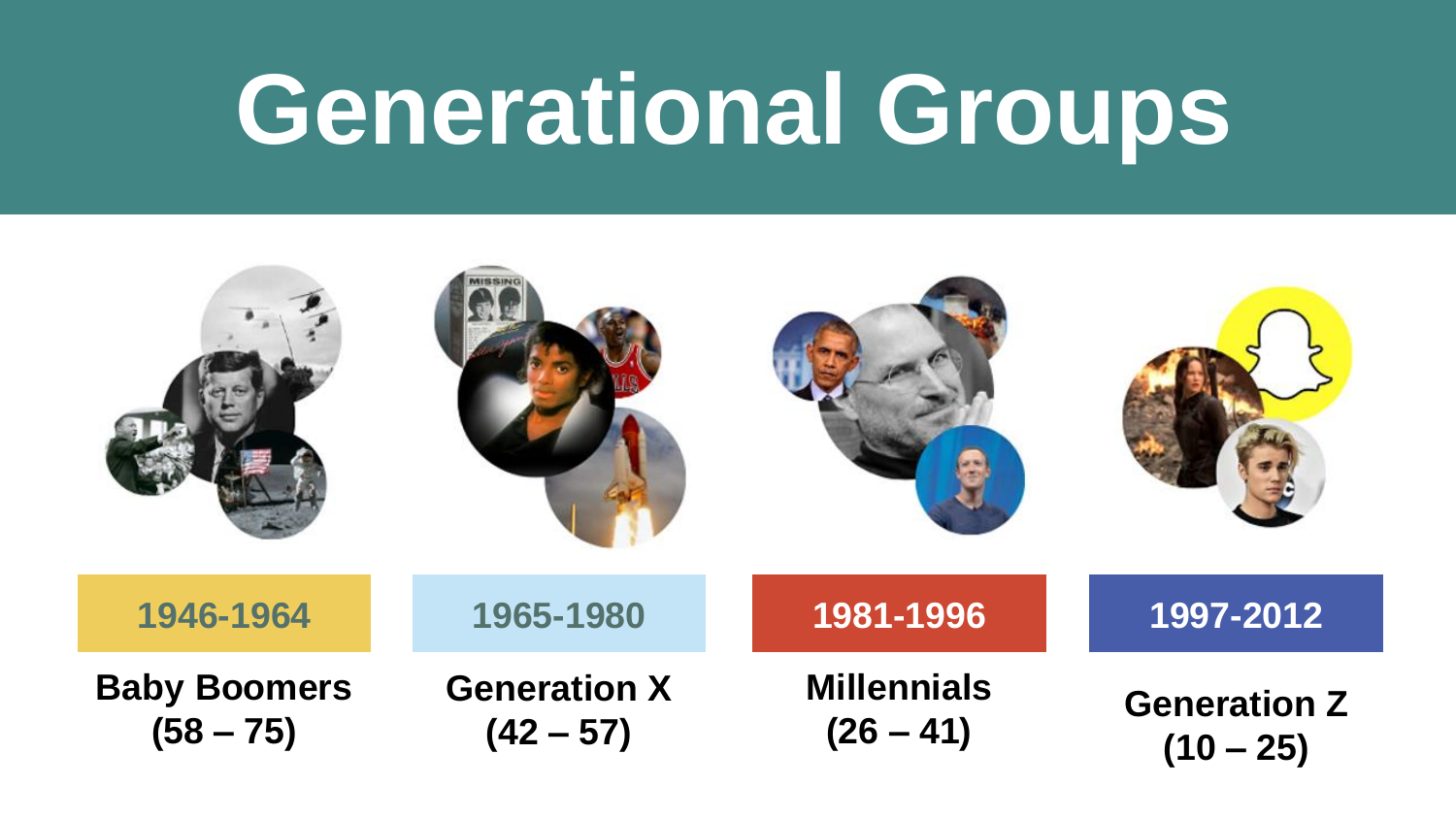# Generational Groups

| 1946-1964 | 1965-1980 | 1981-1996 | 1997-2012 |
| --- | --- | --- | --- |
| **Baby Boomers (58 – 75)** | **Generation X (42 – 57)** | **Millennials (26 – 41)** | **Generation Z (10 – 25)** |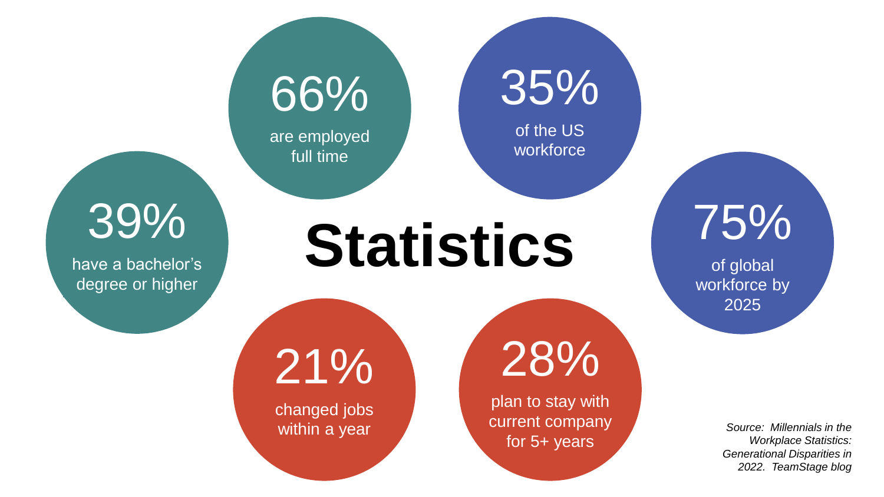# Statistics

- **66%** are employed full time
- **35%** of the US workforce
- **39%** have a bachelor's degree or higher
- **75%** of global workforce by 2025
- **21%** changed jobs within a year
- **28%** plan to stay with current company for 5+ years

*Source: Millennials in the Workplace Statistics: Generational Disparities in 2022. TeamStage blog*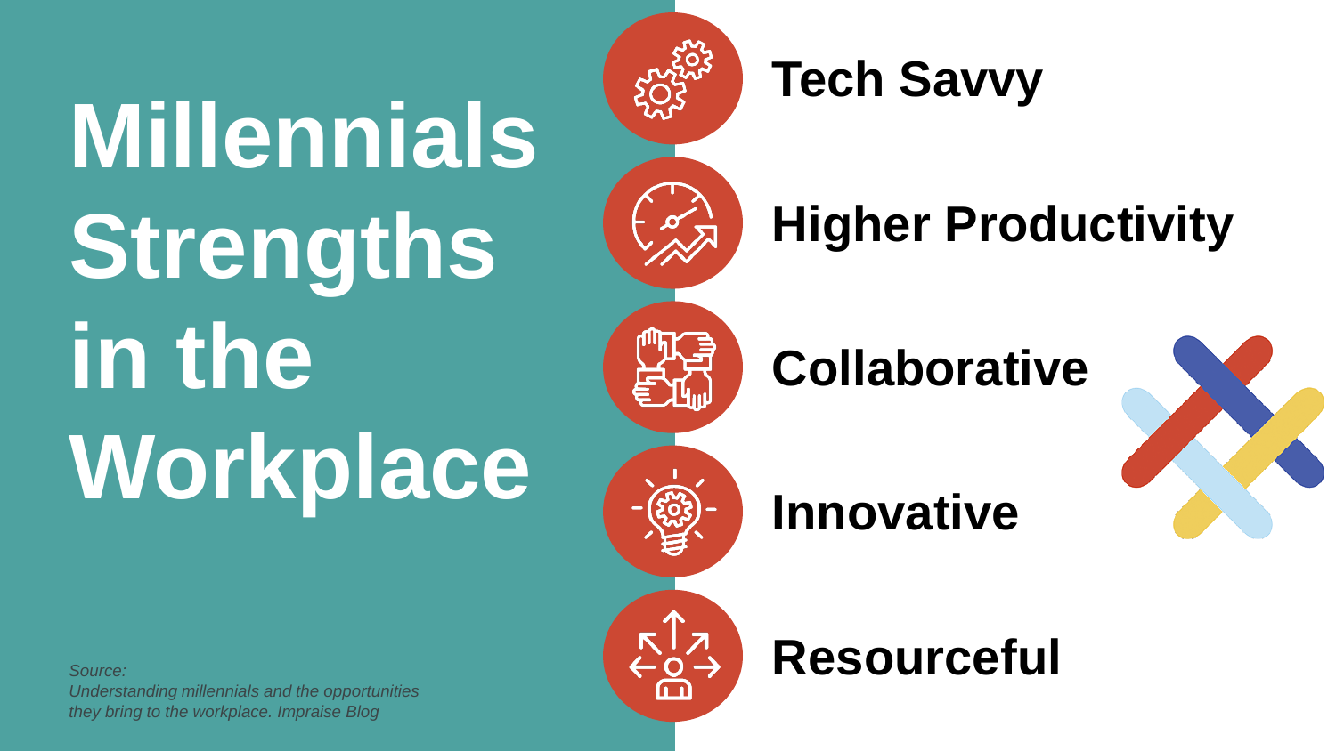# Millennials Strengths in the Workplace

- **Tech Savvy**
- **Higher Productivity**
- **Collaborative**
- **Innovative**
- **Resourceful**

*Source:*
*Understanding millennials and the opportunities they bring to the workplace. Impraise Blog*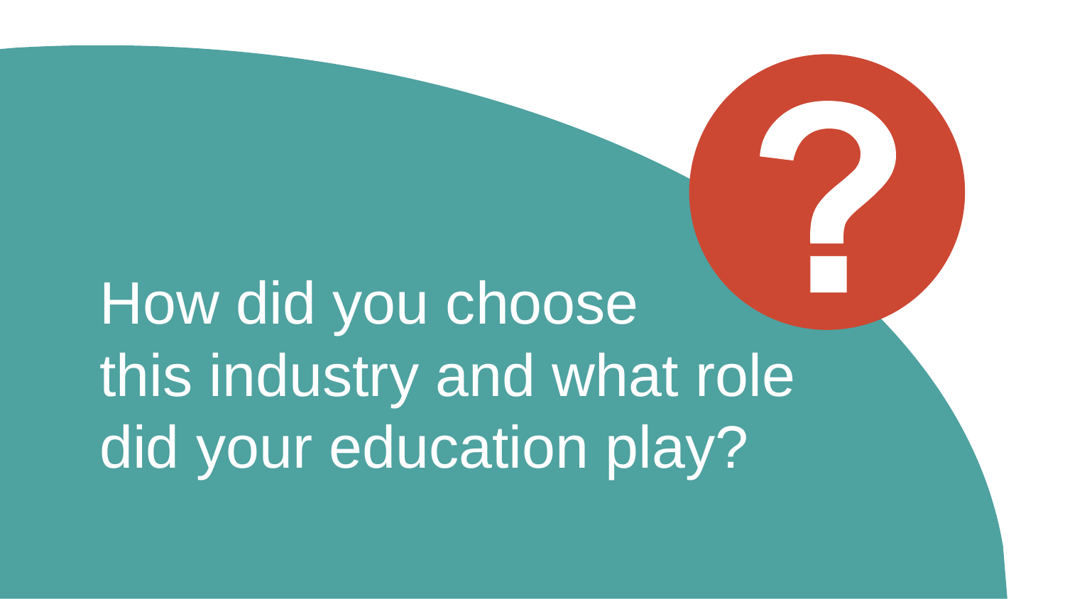How did you choose this industry and what role did your education play?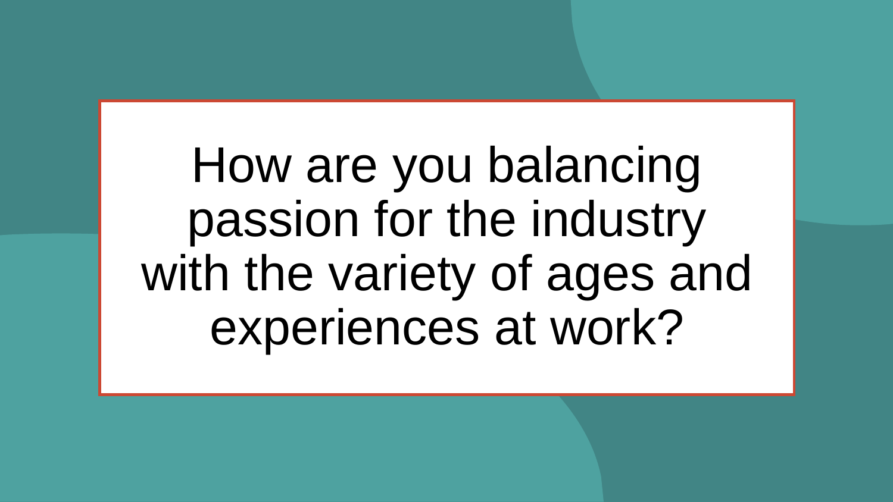How are you balancing passion for the industry with the variety of ages and experiences at work?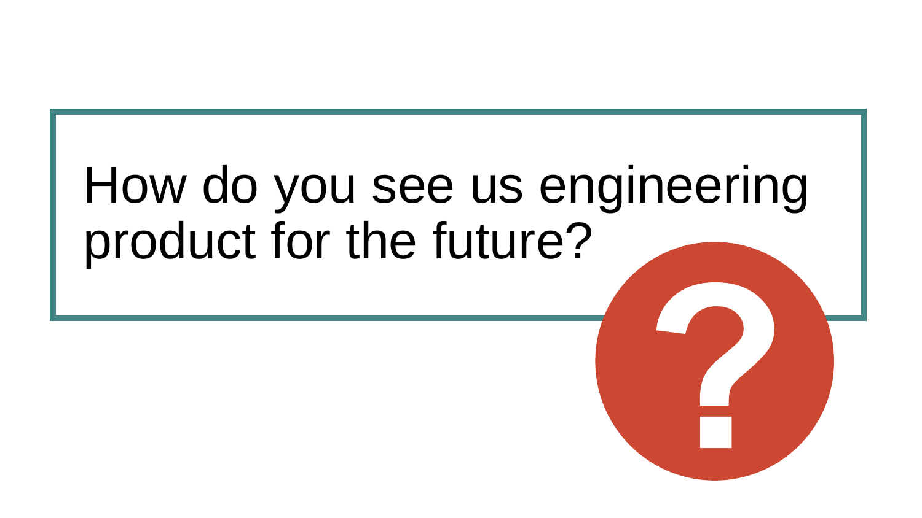How do you see us engineering product for the future?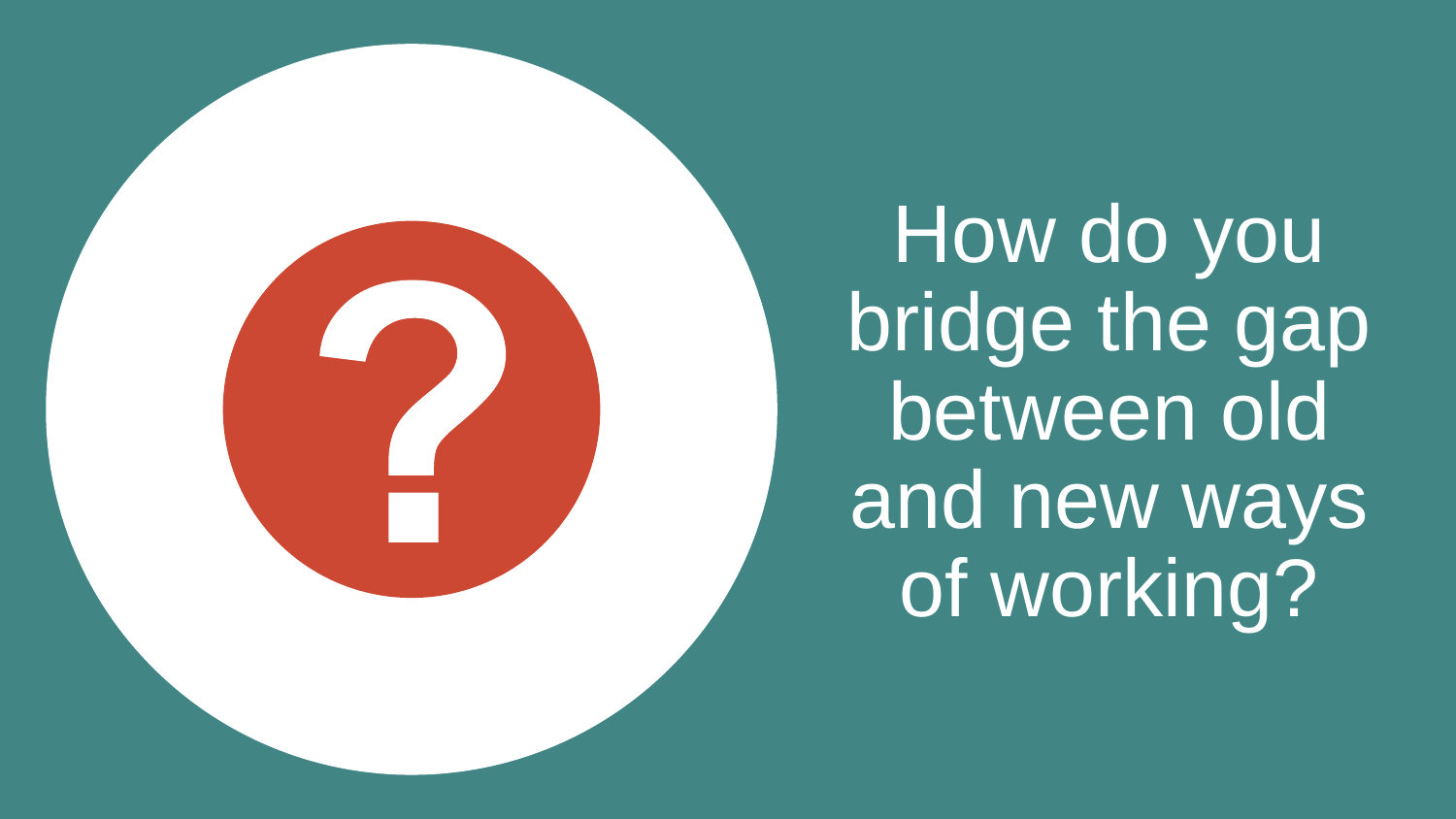How do you bridge the gap between old and new ways of working?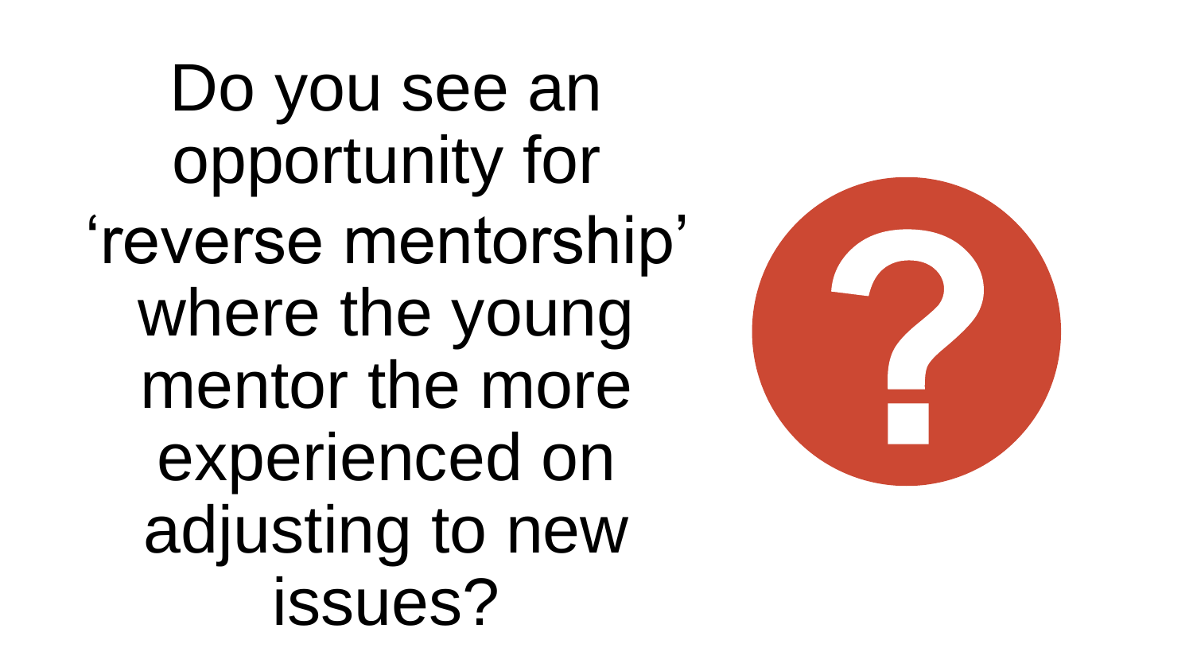Do you see an opportunity for ‘reverse mentorship’ where the young mentor the more experienced on adjusting to new issues?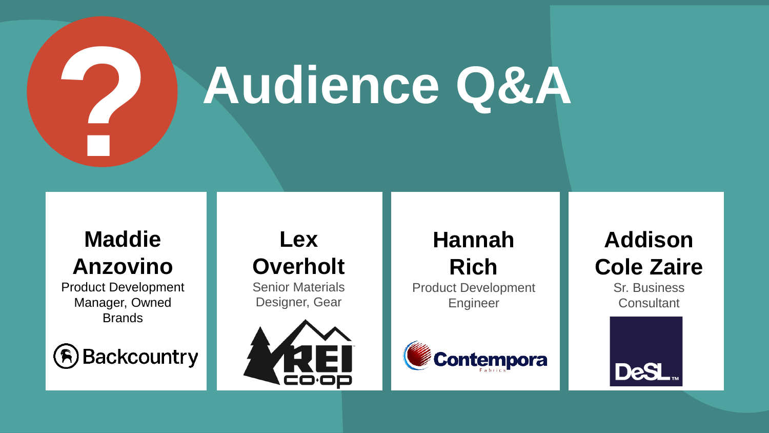# Audience Q&A

**Maddie Anzovino**
Product Development Manager, Owned Brands
Backcountry

**Lex Overholt**
Senior Materials Designer, Gear
REI co-op

**Hannah Rich**
Product Development Engineer
Contempora Fabrics

**Addison Cole Zaire**
Sr. Business Consultant
DeSL